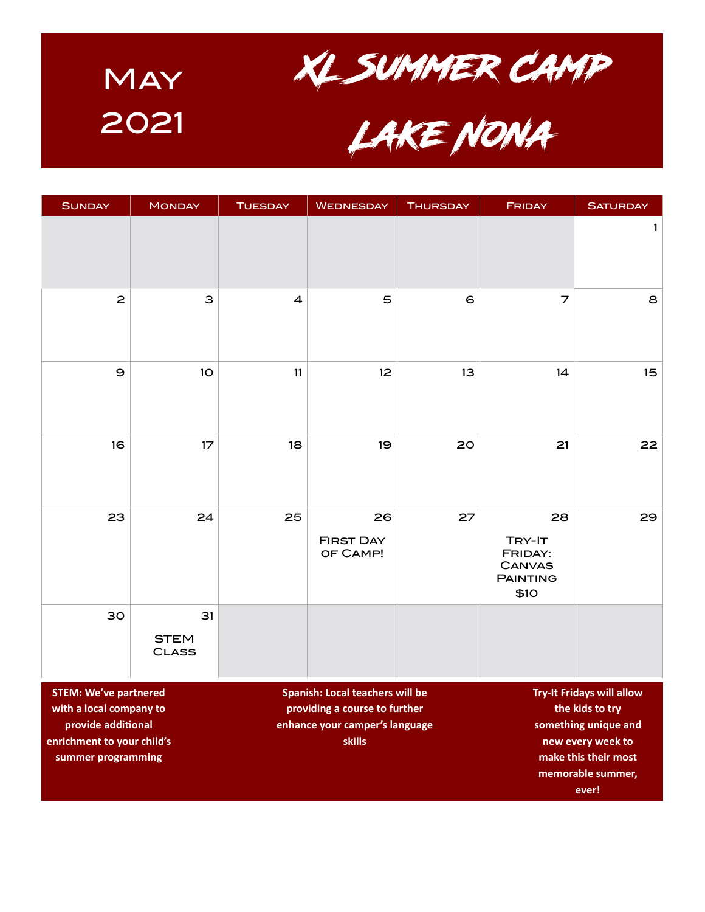# May 2021

# XL Summer Camp Lake Nona

| Sunday | Monday | Tuesday | Wednesday | Thursday | Friday | Saturday |
|---|---|---|---|---|---|---|
| | | | | | | 1 |
| 2 | 3 | 4 | 5 | 6 | 7 | 8 |
| 9 | 10 | 11 | 12 | 13 | 14 | 15 |
| 16 | 17 | 18 | 19 | 20 | 21 | 22 |
| 23 | 24 | 25 | 26 First Day of Camp! | 27 | 28 Try-It Friday: Canvas Painting $10 | 29 |
| 30 | 31 STEM Class | | | | | |

**STEM: We've partnered with a local company to provide additional enrichment to your child's summer programming**

**Spanish: Local teachers will be providing a course to further enhance your camper's language skills**

**Try-It Fridays will allow the kids to try something unique and new every week to make this their most memorable summer, ever!**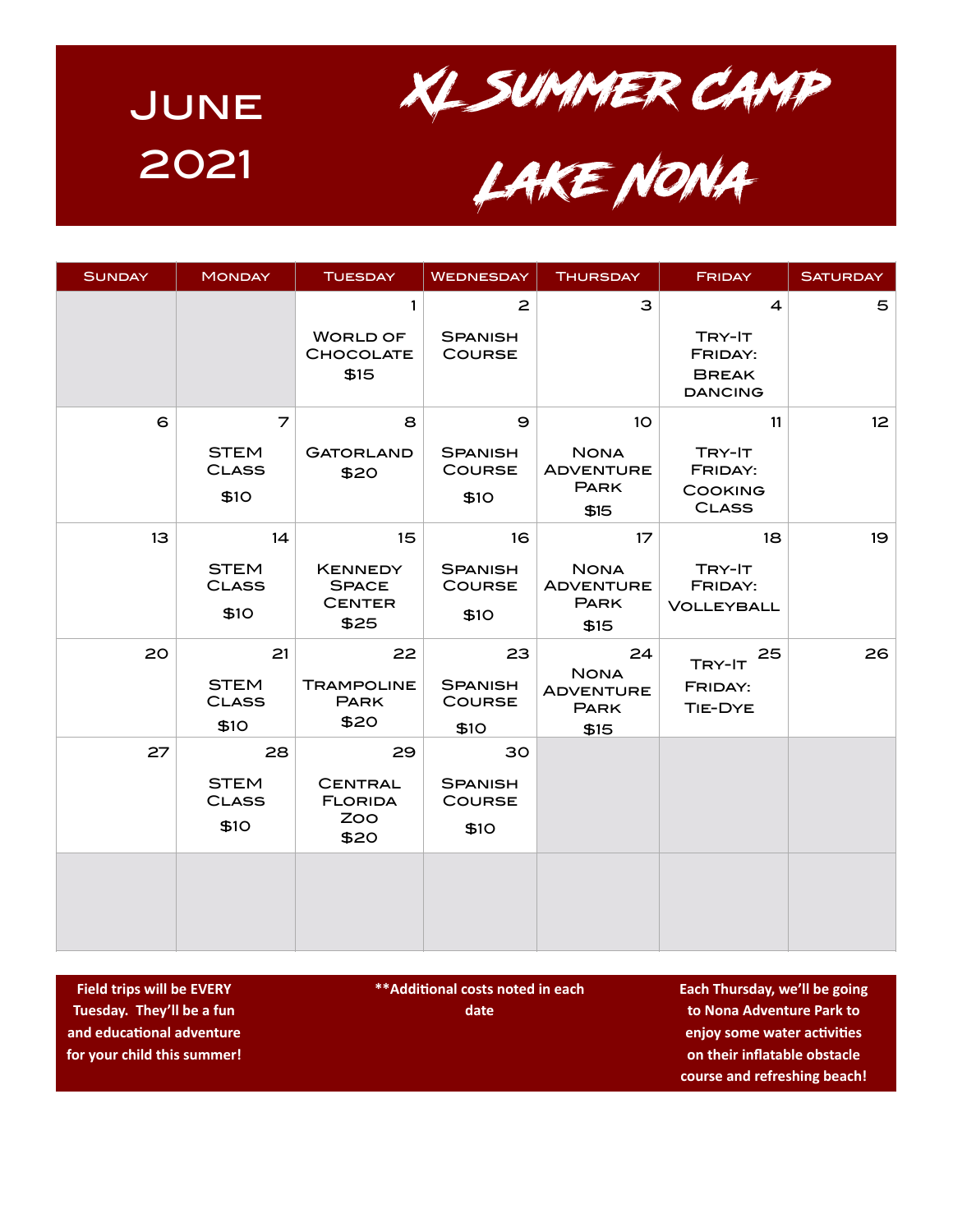# June 2021

# XL Summer Camp Lake Nona

| Sunday | Monday | Tuesday | Wednesday | Thursday | Friday | Saturday |
|---|---|---|---|---|---|---|
| | | 1 World of Chocolate $15 | 2 Spanish Course | 3 | 4 Try-It Friday: Break dancing | 5 |
| 6 | 7 STEM Class $10 | 8 Gatorland $20 | 9 Spanish Course $10 | 10 Nona Adventure Park $15 | 11 Try-It Friday: Cooking Class | 12 |
| 13 | 14 STEM Class $10 | 15 Kennedy Space Center $25 | 16 Spanish Course $10 | 17 Nona Adventure Park $15 | 18 Try-It Friday: Volleyball | 19 |
| 20 | 21 STEM Class $10 | 22 Trampoline Park $20 | 23 Spanish Course $10 | 24 Nona Adventure Park $15 | 25 Try-It Friday: Tie-Dye | 26 |
| 27 | 28 STEM Class $10 | 29 Central Florida Zoo $20 | 30 Spanish Course $10 | | | |

**Field trips will be EVERY Tuesday. They'll be a fun and educational adventure for your child this summer!**

****Additional costs noted in each date**

**Each Thursday, we'll be going to Nona Adventure Park to enjoy some water activities on their inflatable obstacle course and refreshing beach!**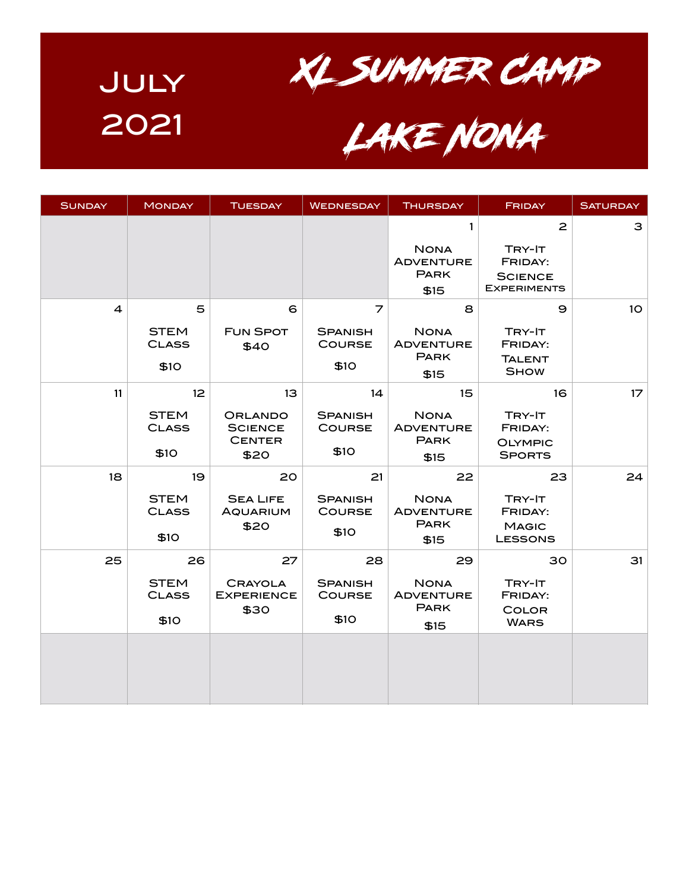# July 2021

# XL Summer Camp Lake Nona

| Sunday | Monday | Tuesday | Wednesday | Thursday | Friday | Saturday |
|---|---|---|---|---|---|---|
| | | | | 1<br>Nona Adventure Park<br>$15 | 2<br>Try-It Friday:<br>Science Experiments | 3 |
| 4 | 5<br>STEM Class<br>$10 | 6<br>Fun Spot<br>$40 | 7<br>Spanish Course<br>$10 | 8<br>Nona Adventure Park<br>$15 | 9<br>Try-It Friday:<br>Talent Show | 10 |
| 11 | 12<br>STEM Class<br>$10 | 13<br>Orlando Science Center<br>$20 | 14<br>Spanish Course<br>$10 | 15<br>Nona Adventure Park<br>$15 | 16<br>Try-It Friday:<br>Olympic Sports | 17 |
| 18 | 19<br>STEM Class<br>$10 | 20<br>Sea Life Aquarium<br>$20 | 21<br>Spanish Course<br>$10 | 22<br>Nona Adventure Park<br>$15 | 23<br>Try-It Friday:<br>Magic Lessons | 24 |
| 25 | 26<br>STEM Class<br>$10 | 27<br>Crayola Experience<br>$30 | 28<br>Spanish Course<br>$10 | 29<br>Nona Adventure Park<br>$15 | 30<br>Try-It Friday:<br>Color Wars | 31 |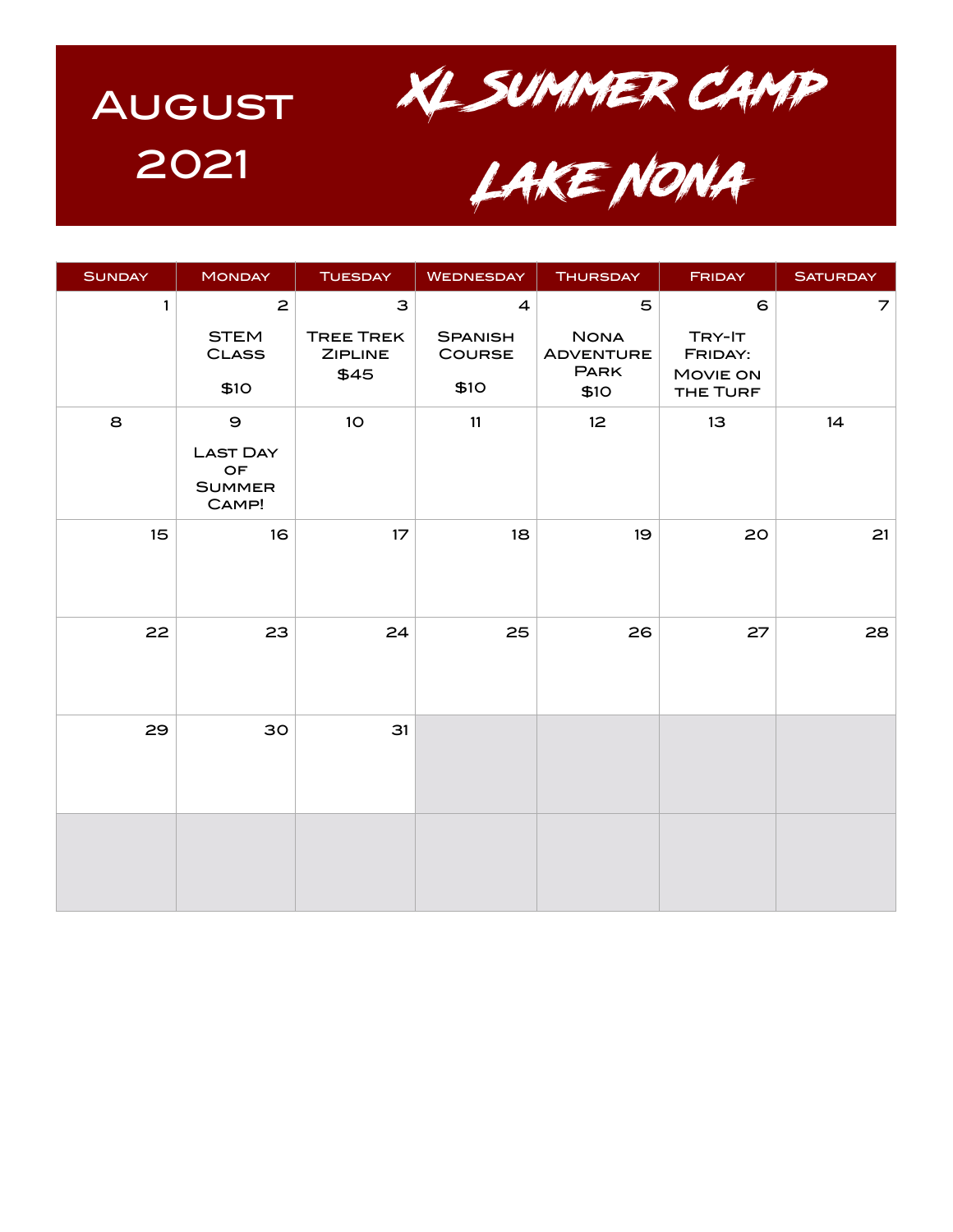# August 2021

# XL Summer Camp Lake Nona

| Sunday | Monday | Tuesday | Wednesday | Thursday | Friday | Saturday |
|---|---|---|---|---|---|---|
| 1 | 2<br>STEM Class<br>$10 | 3<br>Tree Trek Zipline<br>$45 | 4<br>Spanish Course<br>$10 | 5<br>Nona Adventure Park<br>$10 | 6<br>Try-It Friday: Movie on the Turf | 7 |
| 8 | 9<br>Last Day of Summer Camp! | 10 | 11 | 12 | 13 | 14 |
| 15 | 16 | 17 | 18 | 19 | 20 | 21 |
| 22 | 23 | 24 | 25 | 26 | 27 | 28 |
| 29 | 30 | 31 | | | | |